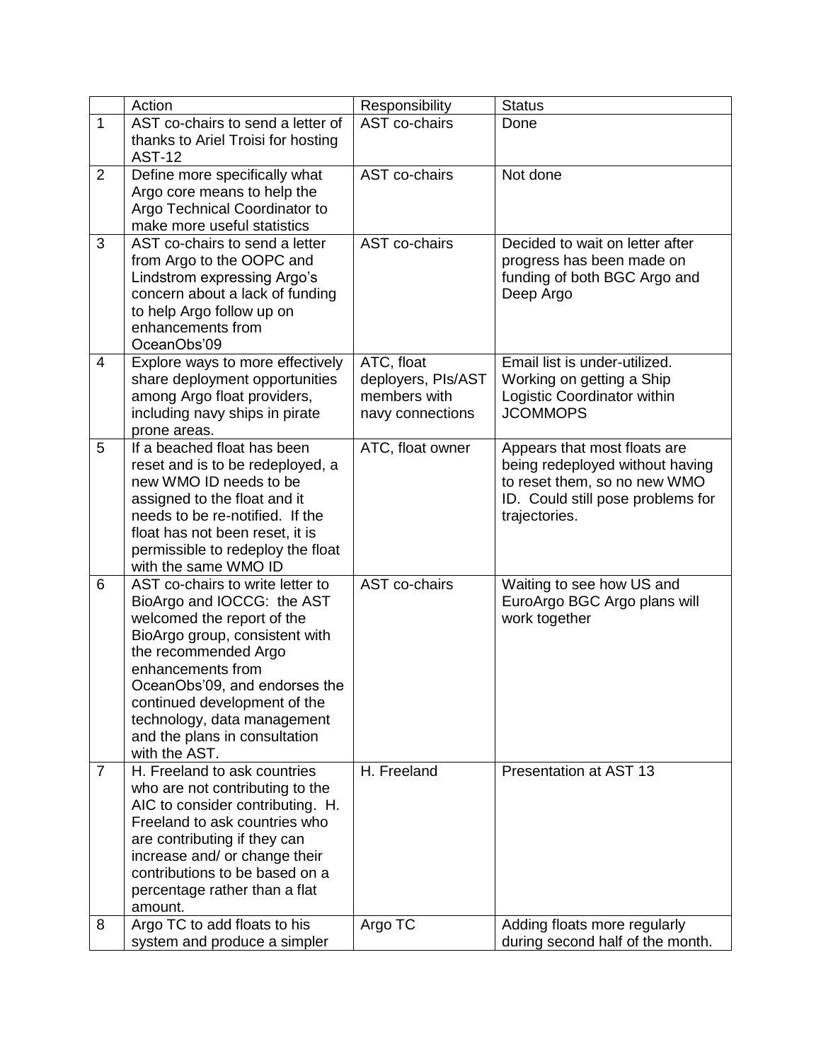|   | Action | Responsibility | Status |
|---|---|---|---|
| 1 | AST co-chairs to send a letter of thanks to Ariel Troisi for hosting AST-12 | AST co-chairs | Done |
| 2 | Define more specifically what Argo core means to help the Argo Technical Coordinator to make more useful statistics | AST co-chairs | Not done |
| 3 | AST co-chairs to send a letter from Argo to the OOPC and Lindstrom expressing Argo's concern about a lack of funding to help Argo follow up on enhancements from OceanObs'09 | AST co-chairs | Decided to wait on letter after progress has been made on funding of both BGC Argo and Deep Argo |
| 4 | Explore ways to more effectively share deployment opportunities among Argo float providers, including navy ships in pirate prone areas. | ATC, float deployers, PIs/AST members with navy connections | Email list is under-utilized. Working on getting a Ship Logistic Coordinator within JCOMMOPS |
| 5 | If a beached float has been reset and is to be redeployed, a new WMO ID needs to be assigned to the float and it needs to be re-notified. If the float has not been reset, it is permissible to redeploy the float with the same WMO ID | ATC, float owner | Appears that most floats are being redeployed without having to reset them, so no new WMO ID. Could still pose problems for trajectories. |
| 6 | AST co-chairs to write letter to BioArgo and IOCCG: the AST welcomed the report of the BioArgo group, consistent with the recommended Argo enhancements from OceanObs'09, and endorses the continued development of the technology, data management and the plans in consultation with the AST. | AST co-chairs | Waiting to see how US and EuroArgo BGC Argo plans will work together |
| 7 | H. Freeland to ask countries who are not contributing to the AIC to consider contributing. H. Freeland to ask countries who are contributing if they can increase and/ or change their contributions to be based on a percentage rather than a flat amount. | H. Freeland | Presentation at AST 13 |
| 8 | Argo TC to add floats to his system and produce a simpler | Argo TC | Adding floats more regularly during second half of the month. |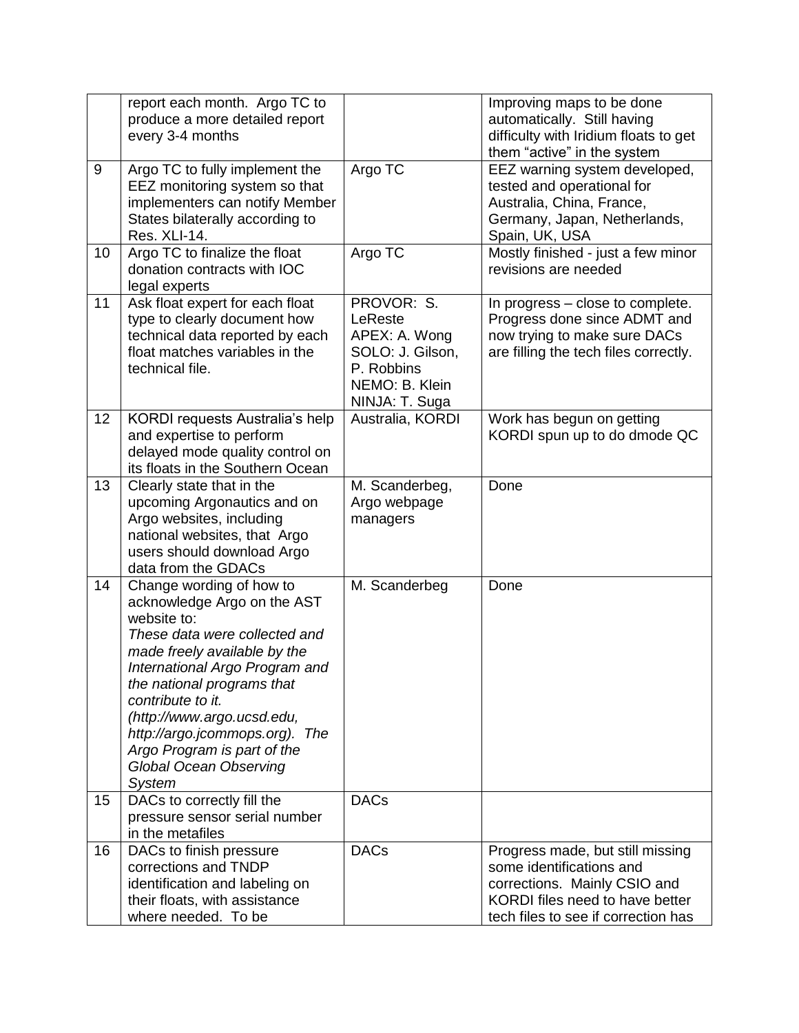|  | report each month. Argo TC to produce a more detailed report every 3-4 months |  | Improving maps to be done automatically. Still having difficulty with Iridium floats to get them "active" in the system |
|---|---|---|---|
| 9 | Argo TC to fully implement the EEZ monitoring system so that implementers can notify Member States bilaterally according to Res. XLI-14. | Argo TC | EEZ warning system developed, tested and operational for Australia, China, France, Germany, Japan, Netherlands, Spain, UK, USA |
| 10 | Argo TC to finalize the float donation contracts with IOC legal experts | Argo TC | Mostly finished - just a few minor revisions are needed |
| 11 | Ask float expert for each float type to clearly document how technical data reported by each float matches variables in the technical file. | PROVOR: S. LeReste<br>APEX: A. Wong<br>SOLO: J. Gilson, P. Robbins<br>NEMO: B. Klein<br>NINJA: T. Suga | In progress – close to complete. Progress done since ADMT and now trying to make sure DACs are filling the tech files correctly. |
| 12 | KORDI requests Australia's help and expertise to perform delayed mode quality control on its floats in the Southern Ocean | Australia, KORDI | Work has begun on getting KORDI spun up to do dmode QC |
| 13 | Clearly state that in the upcoming Argonautics and on Argo websites, including national websites, that Argo users should download Argo data from the GDACs | M. Scanderbeg, Argo webpage managers | Done |
| 14 | Change wording of how to acknowledge Argo on the AST website to:<br>*These data were collected and made freely available by the International Argo Program and the national programs that contribute to it. (http://www.argo.ucsd.edu, http://argo.jcommops.org). The Argo Program is part of the Global Ocean Observing System* | M. Scanderbeg | Done |
| 15 | DACs to correctly fill the pressure sensor serial number in the metafiles | DACs |  |
| 16 | DACs to finish pressure corrections and TNDP identification and labeling on their floats, with assistance where needed. To be | DACs | Progress made, but still missing some identifications and corrections. Mainly CSIO and KORDI files need to have better tech files to see if correction has |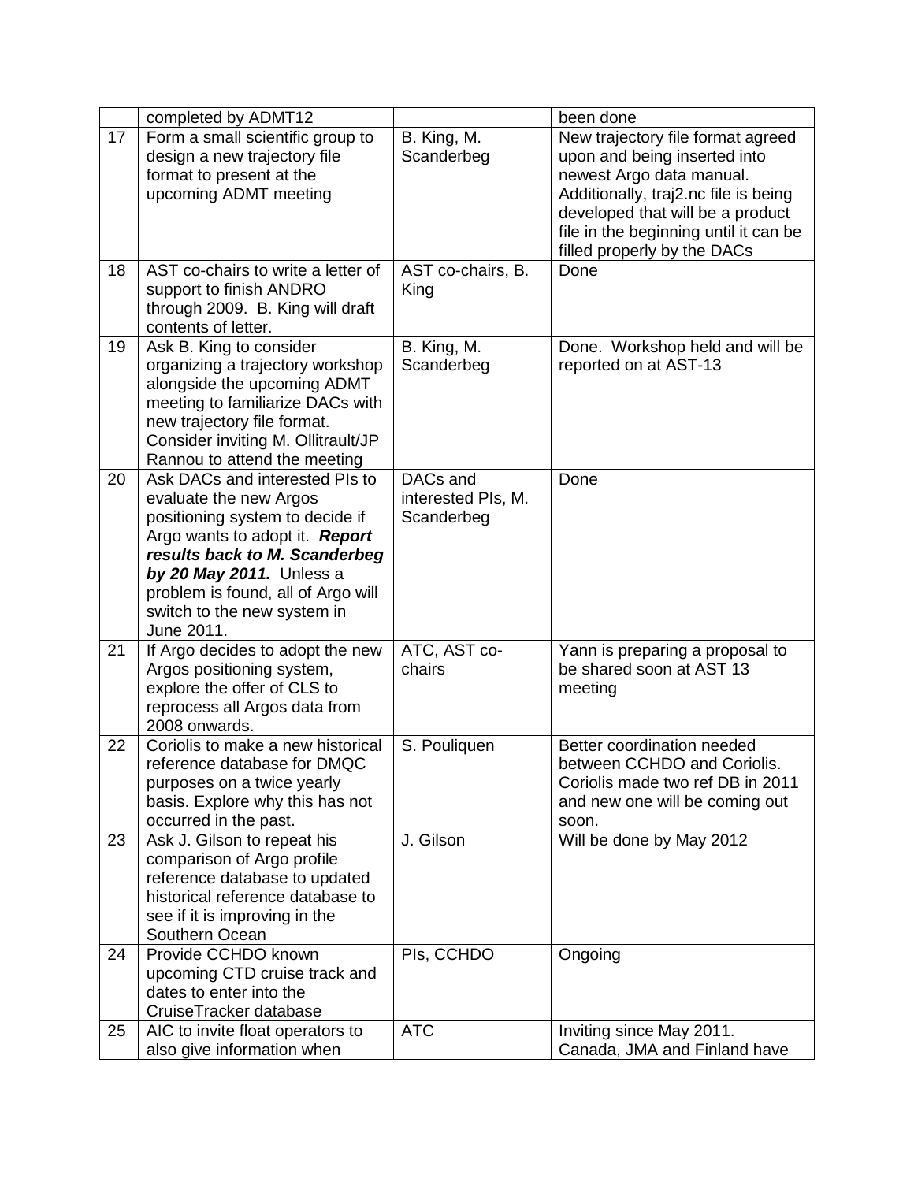|  | completed by ADMT12 |  | been done |
|---|---|---|---|
| 17 | Form a small scientific group to design a new trajectory file format to present at the upcoming ADMT meeting | B. King, M. Scanderbeg | New trajectory file format agreed upon and being inserted into newest Argo data manual. Additionally, traj2.nc file is being developed that will be a product file in the beginning until it can be filled properly by the DACs |
| 18 | AST co-chairs to write a letter of support to finish ANDRO through 2009. B. King will draft contents of letter. | AST co-chairs, B. King | Done |
| 19 | Ask B. King to consider organizing a trajectory workshop alongside the upcoming ADMT meeting to familiarize DACs with new trajectory file format. Consider inviting M. Ollitrault/JP Rannou to attend the meeting | B. King, M. Scanderbeg | Done. Workshop held and will be reported on at AST-13 |
| 20 | Ask DACs and interested PIs to evaluate the new Argos positioning system to decide if Argo wants to adopt it. ***Report results back to M. Scanderbeg by 20 May 2011.*** Unless a problem is found, all of Argo will switch to the new system in June 2011. | DACs and interested PIs, M. Scanderbeg | Done |
| 21 | If Argo decides to adopt the new Argos positioning system, explore the offer of CLS to reprocess all Argos data from 2008 onwards. | ATC, AST co-chairs | Yann is preparing a proposal to be shared soon at AST 13 meeting |
| 22 | Coriolis to make a new historical reference database for DMQC purposes on a twice yearly basis. Explore why this has not occurred in the past. | S. Pouliquen | Better coordination needed between CCHDO and Coriolis. Coriolis made two ref DB in 2011 and new one will be coming out soon. |
| 23 | Ask J. Gilson to repeat his comparison of Argo profile reference database to updated historical reference database to see if it is improving in the Southern Ocean | J. Gilson | Will be done by May 2012 |
| 24 | Provide CCHDO known upcoming CTD cruise track and dates to enter into the CruiseTracker database | PIs, CCHDO | Ongoing |
| 25 | AIC to invite float operators to also give information when | ATC | Inviting since May 2011. Canada, JMA and Finland have |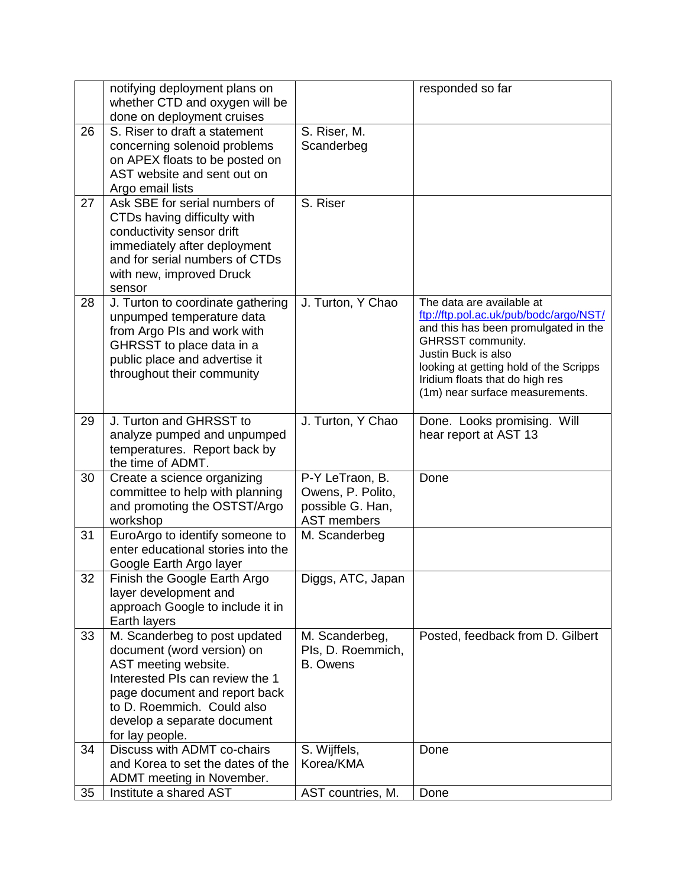| | | | |
|---|---|---|---|
| | notifying deployment plans on whether CTD and oxygen will be done on deployment cruises | | responded so far |
| 26 | S. Riser to draft a statement concerning solenoid problems on APEX floats to be posted on AST website and sent out on Argo email lists | S. Riser, M. Scanderbeg | |
| 27 | Ask SBE for serial numbers of CTDs having difficulty with conductivity sensor drift immediately after deployment and for serial numbers of CTDs with new, improved Druck sensor | S. Riser | |
| 28 | J. Turton to coordinate gathering unpumped temperature data from Argo PIs and work with GHRSST to place data in a public place and advertise it throughout their community | J. Turton, Y Chao | The data are available at ftp://ftp.pol.ac.uk/pub/bodc/argo/NST/ and this has been promulgated in the GHRSST community. Justin Buck is also looking at getting hold of the Scripps Iridium floats that do high res (1m) near surface measurements. |
| 29 | J. Turton and GHRSST to analyze pumped and unpumped temperatures. Report back by the time of ADMT. | J. Turton, Y Chao | Done. Looks promising. Will hear report at AST 13 |
| 30 | Create a science organizing committee to help with planning and promoting the OSTST/Argo workshop | P-Y LeTraon, B. Owens, P. Polito, possible G. Han, AST members | Done |
| 31 | EuroArgo to identify someone to enter educational stories into the Google Earth Argo layer | M. Scanderbeg | |
| 32 | Finish the Google Earth Argo layer development and approach Google to include it in Earth layers | Diggs, ATC, Japan | |
| 33 | M. Scanderbeg to post updated document (word version) on AST meeting website. Interested PIs can review the 1 page document and report back to D. Roemmich. Could also develop a separate document for lay people. | M. Scanderbeg, PIs, D. Roemmich, B. Owens | Posted, feedback from D. Gilbert |
| 34 | Discuss with ADMT co-chairs and Korea to set the dates of the ADMT meeting in November. | S. Wijffels, Korea/KMA | Done |
| 35 | Institute a shared AST | AST countries, M. | Done |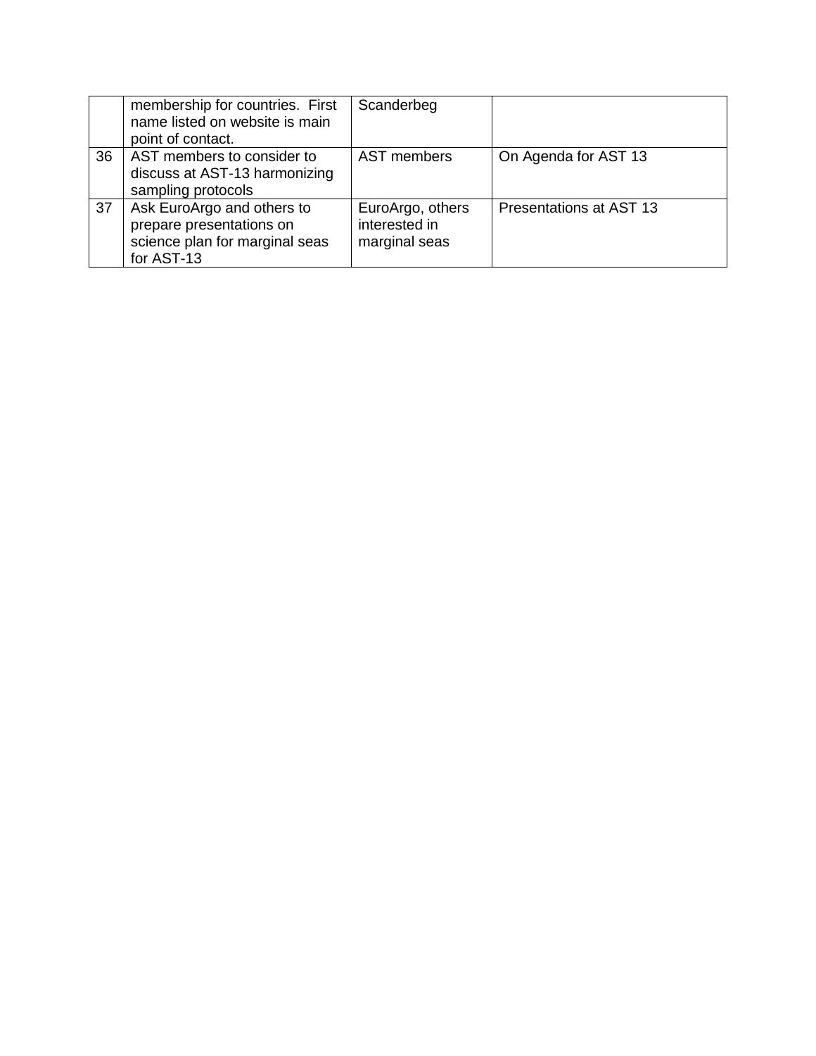| | | | |
|---|---|---|---|
| | membership for countries. First name listed on website is main point of contact. | Scanderbeg | |
| 36 | AST members to consider to discuss at AST-13 harmonizing sampling protocols | AST members | On Agenda for AST 13 |
| 37 | Ask EuroArgo and others to prepare presentations on science plan for marginal seas for AST-13 | EuroArgo, others interested in marginal seas | Presentations at AST 13 |